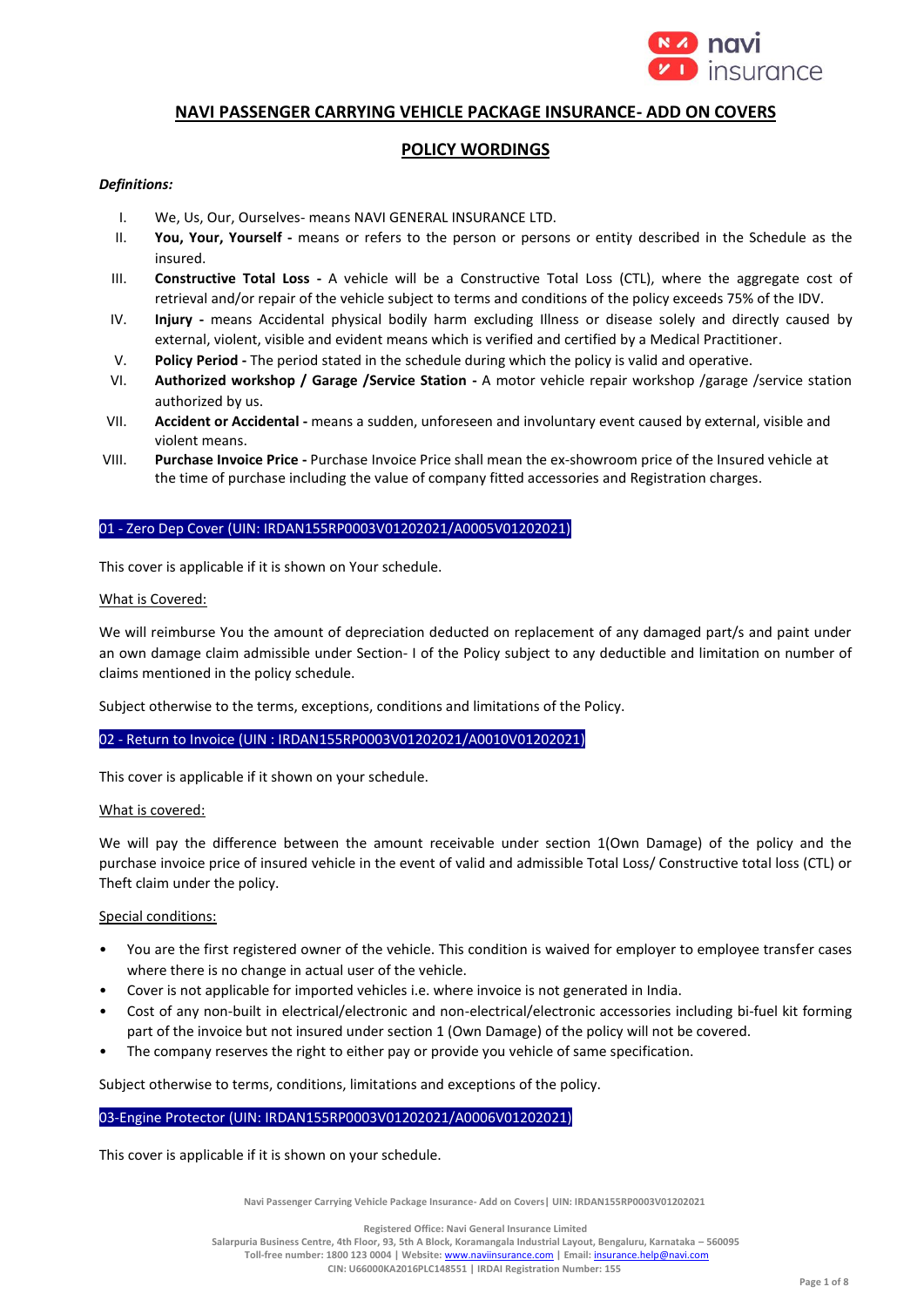# NAVI PASSENGER CARRYING VEHICLE PACKAGE INSURANCE- ADD ON COVERS

## POLICY WORDINGS

***Definitions:***

I. We, Us, Our, Ourselves- means NAVI GENERAL INSURANCE LTD.

II. **You, Your, Yourself -** means or refers to the person or persons or entity described in the Schedule as the insured.

III. **Constructive Total Loss -** A vehicle will be a Constructive Total Loss (CTL), where the aggregate cost of retrieval and/or repair of the vehicle subject to terms and conditions of the policy exceeds 75% of the IDV.

IV. **Injury -** means Accidental physical bodily harm excluding Illness or disease solely and directly caused by external, violent, visible and evident means which is verified and certified by a Medical Practitioner.

V. **Policy Period -** The period stated in the schedule during which the policy is valid and operative.

VI. **Authorized workshop / Garage /Service Station -** A motor vehicle repair workshop /garage /service station authorized by us.

VII. **Accident or Accidental -** means a sudden, unforeseen and involuntary event caused by external, visible and violent means.

VIII. **Purchase Invoice Price -** Purchase Invoice Price shall mean the ex-showroom price of the Insured vehicle at the time of purchase including the value of company fitted accessories and Registration charges.

### 01 - Zero Dep Cover (UIN: IRDAN155RP0003V01202021/A0005V01202021)

This cover is applicable if it is shown on Your schedule.

What is Covered:

We will reimburse You the amount of depreciation deducted on replacement of any damaged part/s and paint under an own damage claim admissible under Section- I of the Policy subject to any deductible and limitation on number of claims mentioned in the policy schedule.

Subject otherwise to the terms, exceptions, conditions and limitations of the Policy.

### 02 - Return to Invoice (UIN : IRDAN155RP0003V01202021/A0010V01202021)

This cover is applicable if it shown on your schedule.

What is covered:

We will pay the difference between the amount receivable under section 1(Own Damage) of the policy and the purchase invoice price of insured vehicle in the event of valid and admissible Total Loss/ Constructive total loss (CTL) or Theft claim under the policy.

Special conditions:

- You are the first registered owner of the vehicle. This condition is waived for employer to employee transfer cases where there is no change in actual user of the vehicle.
- Cover is not applicable for imported vehicles i.e. where invoice is not generated in India.
- Cost of any non-built in electrical/electronic and non-electrical/electronic accessories including bi-fuel kit forming part of the invoice but not insured under section 1 (Own Damage) of the policy will not be covered.
- The company reserves the right to either pay or provide you vehicle of same specification.

Subject otherwise to terms, conditions, limitations and exceptions of the policy.

### 03-Engine Protector (UIN: IRDAN155RP0003V01202021/A0006V01202021)

This cover is applicable if it is shown on your schedule.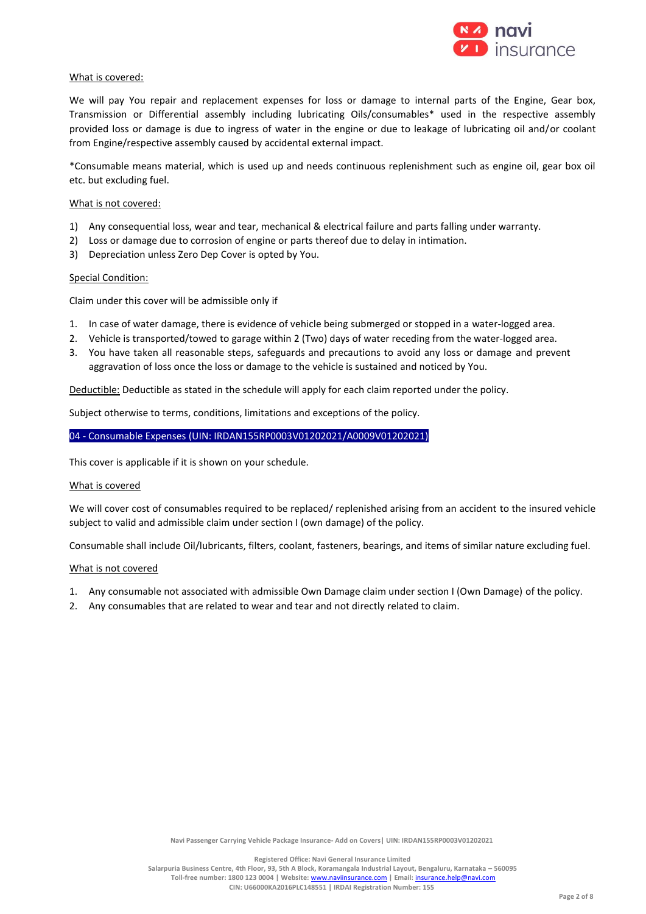What is covered:

We will pay You repair and replacement expenses for loss or damage to internal parts of the Engine, Gear box, Transmission or Differential assembly including lubricating Oils/consumables* used in the respective assembly provided loss or damage is due to ingress of water in the engine or due to leakage of lubricating oil and/or coolant from Engine/respective assembly caused by accidental external impact.

*Consumable means material, which is used up and needs continuous replenishment such as engine oil, gear box oil etc. but excluding fuel.

What is not covered:

1) Any consequential loss, wear and tear, mechanical & electrical failure and parts falling under warranty.
2) Loss or damage due to corrosion of engine or parts thereof due to delay in intimation.
3) Depreciation unless Zero Dep Cover is opted by You.

Special Condition:

Claim under this cover will be admissible only if

1. In case of water damage, there is evidence of vehicle being submerged or stopped in a water-logged area.
2. Vehicle is transported/towed to garage within 2 (Two) days of water receding from the water-logged area.
3. You have taken all reasonable steps, safeguards and precautions to avoid any loss or damage and prevent aggravation of loss once the loss or damage to the vehicle is sustained and noticed by You.

Deductible: Deductible as stated in the schedule will apply for each claim reported under the policy.

Subject otherwise to terms, conditions, limitations and exceptions of the policy.

## 04 - Consumable Expenses (UIN: IRDAN155RP0003V01202021/A0009V01202021)

This cover is applicable if it is shown on your schedule.

What is covered

We will cover cost of consumables required to be replaced/ replenished arising from an accident to the insured vehicle subject to valid and admissible claim under section I (own damage) of the policy.

Consumable shall include Oil/lubricants, filters, coolant, fasteners, bearings, and items of similar nature excluding fuel.

What is not covered

1. Any consumable not associated with admissible Own Damage claim under section I (Own Damage) of the policy.
2. Any consumables that are related to wear and tear and not directly related to claim.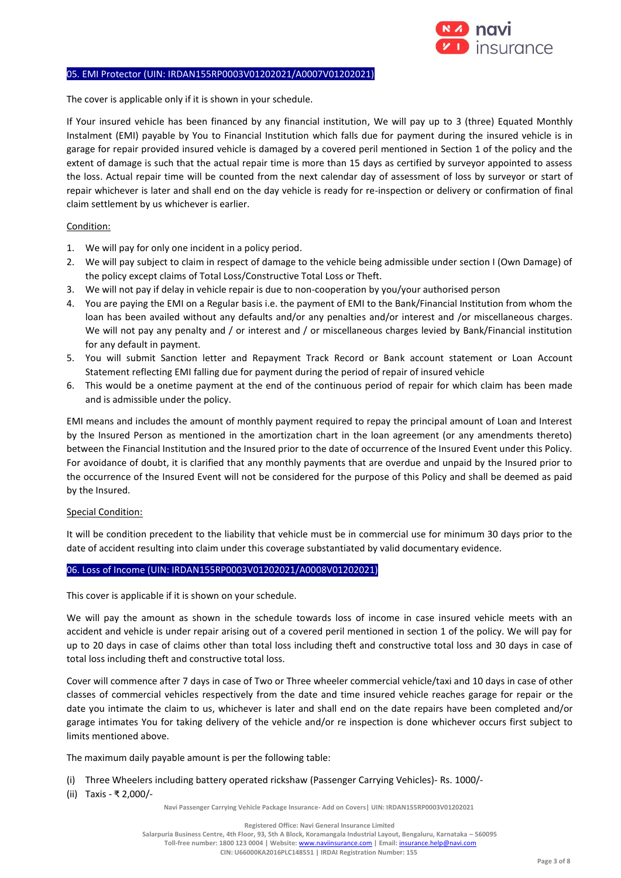## 05. EMI Protector (UIN: IRDAN155RP0003V01202021/A0007V01202021)

The cover is applicable only if it is shown in your schedule.

If Your insured vehicle has been financed by any financial institution, We will pay up to 3 (three) Equated Monthly Instalment (EMI) payable by You to Financial Institution which falls due for payment during the insured vehicle is in garage for repair provided insured vehicle is damaged by a covered peril mentioned in Section 1 of the policy and the extent of damage is such that the actual repair time is more than 15 days as certified by surveyor appointed to assess the loss. Actual repair time will be counted from the next calendar day of assessment of loss by surveyor or start of repair whichever is later and shall end on the day vehicle is ready for re-inspection or delivery or confirmation of final claim settlement by us whichever is earlier.

Condition:

1. We will pay for only one incident in a policy period.
2. We will pay subject to claim in respect of damage to the vehicle being admissible under section I (Own Damage) of the policy except claims of Total Loss/Constructive Total Loss or Theft.
3. We will not pay if delay in vehicle repair is due to non-cooperation by you/your authorised person
4. You are paying the EMI on a Regular basis i.e. the payment of EMI to the Bank/Financial Institution from whom the loan has been availed without any defaults and/or any penalties and/or interest and /or miscellaneous charges. We will not pay any penalty and / or interest and / or miscellaneous charges levied by Bank/Financial institution for any default in payment.
5. You will submit Sanction letter and Repayment Track Record or Bank account statement or Loan Account Statement reflecting EMI falling due for payment during the period of repair of insured vehicle
6. This would be a onetime payment at the end of the continuous period of repair for which claim has been made and is admissible under the policy.

EMI means and includes the amount of monthly payment required to repay the principal amount of Loan and Interest by the Insured Person as mentioned in the amortization chart in the loan agreement (or any amendments thereto) between the Financial Institution and the Insured prior to the date of occurrence of the Insured Event under this Policy. For avoidance of doubt, it is clarified that any monthly payments that are overdue and unpaid by the Insured prior to the occurrence of the Insured Event will not be considered for the purpose of this Policy and shall be deemed as paid by the Insured.

Special Condition:

It will be condition precedent to the liability that vehicle must be in commercial use for minimum 30 days prior to the date of accident resulting into claim under this coverage substantiated by valid documentary evidence.

## 06. Loss of Income (UIN: IRDAN155RP0003V01202021/A0008V01202021)

This cover is applicable if it is shown on your schedule.

We will pay the amount as shown in the schedule towards loss of income in case insured vehicle meets with an accident and vehicle is under repair arising out of a covered peril mentioned in section 1 of the policy. We will pay for up to 20 days in case of claims other than total loss including theft and constructive total loss and 30 days in case of total loss including theft and constructive total loss.

Cover will commence after 7 days in case of Two or Three wheeler commercial vehicle/taxi and 10 days in case of other classes of commercial vehicles respectively from the date and time insured vehicle reaches garage for repair or the date you intimate the claim to us, whichever is later and shall end on the date repairs have been completed and/or garage intimates You for taking delivery of the vehicle and/or re inspection is done whichever occurs first subject to limits mentioned above.

The maximum daily payable amount is per the following table:

(i) Three Wheelers including battery operated rickshaw (Passenger Carrying Vehicles)- Rs. 1000/-
(ii) Taxis - ₹ 2,000/-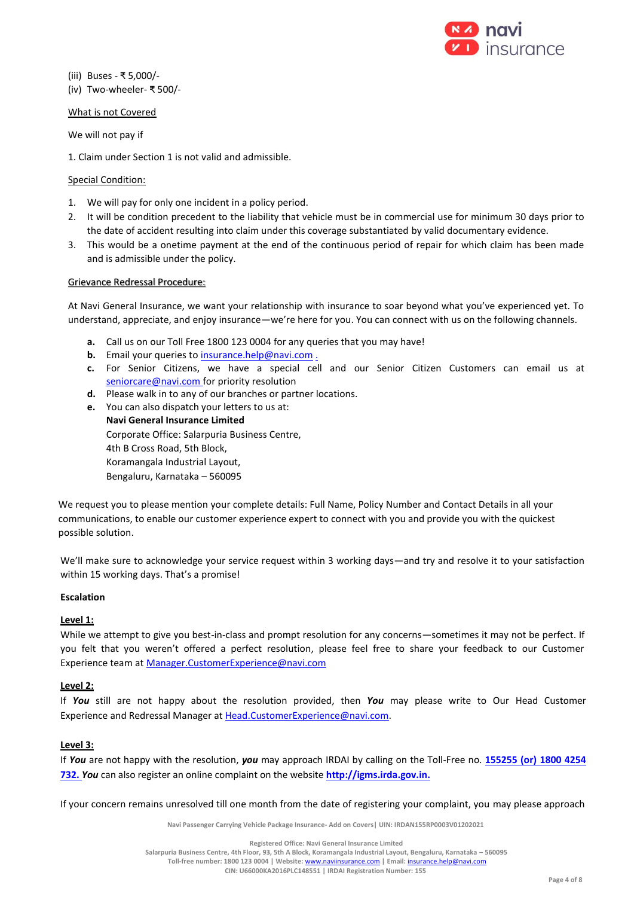(iii) Buses - ₹ 5,000/-
(iv) Two-wheeler- ₹ 500/-

<u>What is not Covered</u>

We will not pay if

1. Claim under Section 1 is not valid and admissible.

<u>Special Condition:</u>

1. We will pay for only one incident in a policy period.
2. It will be condition precedent to the liability that vehicle must be in commercial use for minimum 30 days prior to the date of accident resulting into claim under this coverage substantiated by valid documentary evidence.
3. This would be a onetime payment at the end of the continuous period of repair for which claim has been made and is admissible under the policy.

<u>Grievance Redressal Procedure:</u>

At Navi General Insurance, we want your relationship with insurance to soar beyond what you've experienced yet. To understand, appreciate, and enjoy insurance—we're here for you. You can connect with us on the following channels.

**a.** Call us on our Toll Free 1800 123 0004 for any queries that you may have!
**b.** Email your queries to insurance.help@navi.com .
**c.** For Senior Citizens, we have a special cell and our Senior Citizen Customers can email us at seniorcare@navi.com for priority resolution
**d.** Please walk in to any of our branches or partner locations.
**e.** You can also dispatch your letters to us at:
**Navi General Insurance Limited**
Corporate Office: Salarpuria Business Centre,
4th B Cross Road, 5th Block,
Koramangala Industrial Layout,
Bengaluru, Karnataka – 560095

We request you to please mention your complete details: Full Name, Policy Number and Contact Details in all your communications, to enable our customer experience expert to connect with you and provide you with the quickest possible solution.

We'll make sure to acknowledge your service request within 3 working days—and try and resolve it to your satisfaction within 15 working days. That's a promise!

**Escalation**

**<u>Level 1:</u>**
While we attempt to give you best-in-class and prompt resolution for any concerns—sometimes it may not be perfect. If you felt that you weren't offered a perfect resolution, please feel free to share your feedback to our Customer Experience team at Manager.CustomerExperience@navi.com

**<u>Level 2:</u>**
If ***You*** still are not happy about the resolution provided, then ***You*** may please write to Our Head Customer Experience and Redressal Manager at Head.CustomerExperience@navi.com.

**<u>Level 3:</u>**
If ***You*** are not happy with the resolution, ***you*** may approach IRDAI by calling on the Toll-Free no. **155255 (or) 1800 4254 732.** ***You*** can also register an online complaint on the website **http://igms.irda.gov.in.**

If your concern remains unresolved till one month from the date of registering your complaint, you may please approach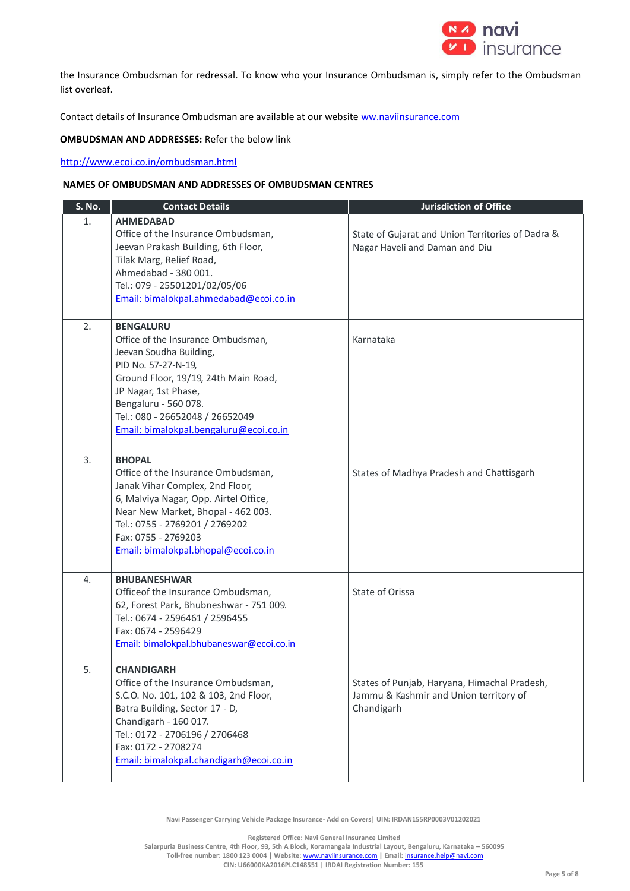the Insurance Ombudsman for redressal. To know who your Insurance Ombudsman is, simply refer to the Ombudsman list overleaf.

Contact details of Insurance Ombudsman are available at our website ww.naviinsurance.com

**OMBUDSMAN AND ADDRESSES:** Refer the below link

http://www.ecoi.co.in/ombudsman.html

**NAMES OF OMBUDSMAN AND ADDRESSES OF OMBUDSMAN CENTRES**

| S. No. | Contact Details | Jurisdiction of Office |
|---|---|---|
| 1. | **AHMEDABAD**<br>Office of the Insurance Ombudsman,<br>Jeevan Prakash Building, 6th Floor,<br>Tilak Marg, Relief Road,<br>Ahmedabad - 380 001.<br>Tel.: 079 - 25501201/02/05/06<br>Email: bimalokpal.ahmedabad@ecoi.co.in | State of Gujarat and Union Territories of Dadra & Nagar Haveli and Daman and Diu |
| 2. | **BENGALURU**<br>Office of the Insurance Ombudsman,<br>Jeevan Soudha Building,<br>PID No. 57-27-N-19,<br>Ground Floor, 19/19, 24th Main Road,<br>JP Nagar, 1st Phase,<br>Bengaluru - 560 078.<br>Tel.: 080 - 26652048 / 26652049<br>Email: bimalokpal.bengaluru@ecoi.co.in | Karnataka |
| 3. | **BHOPAL**<br>Office of the Insurance Ombudsman,<br>Janak Vihar Complex, 2nd Floor,<br>6, Malviya Nagar, Opp. Airtel Office,<br>Near New Market, Bhopal - 462 003.<br>Tel.: 0755 - 2769201 / 2769202<br>Fax: 0755 - 2769203<br>Email: bimalokpal.bhopal@ecoi.co.in | States of Madhya Pradesh and Chattisgarh |
| 4. | **BHUBANESHWAR**<br>Officeof the Insurance Ombudsman,<br>62, Forest Park, Bhubneshwar - 751 009.<br>Tel.: 0674 - 2596461 / 2596455<br>Fax: 0674 - 2596429<br>Email: bimalokpal.bhubaneswar@ecoi.co.in | State of Orissa |
| 5. | **CHANDIGARH**<br>Office of the Insurance Ombudsman,<br>S.C.O. No. 101, 102 & 103, 2nd Floor,<br>Batra Building, Sector 17 - D,<br>Chandigarh - 160 017.<br>Tel.: 0172 - 2706196 / 2706468<br>Fax: 0172 - 2708274<br>Email: bimalokpal.chandigarh@ecoi.co.in | States of Punjab, Haryana, Himachal Pradesh, Jammu & Kashmir and Union territory of Chandigarh |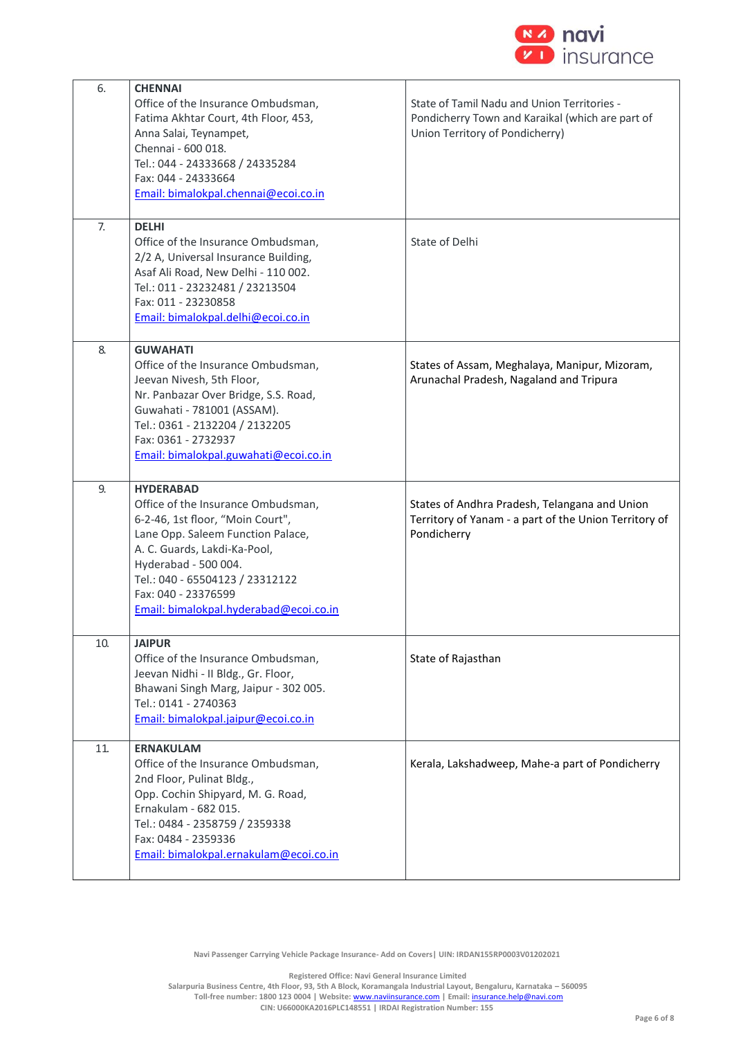| | | |
|---|---|---|
| 6. | **CHENNAI**<br>Office of the Insurance Ombudsman,<br>Fatima Akhtar Court, 4th Floor, 453,<br>Anna Salai, Teynampet,<br>Chennai - 600 018.<br>Tel.: 044 - 24333668 / 24335284<br>Fax: 044 - 24333664<br>Email: bimalokpal.chennai@ecoi.co.in | State of Tamil Nadu and Union Territories - Pondicherry Town and Karaikal (which are part of Union Territory of Pondicherry) |
| 7. | **DELHI**<br>Office of the Insurance Ombudsman,<br>2/2 A, Universal Insurance Building,<br>Asaf Ali Road, New Delhi - 110 002.<br>Tel.: 011 - 23232481 / 23213504<br>Fax: 011 - 23230858<br>Email: bimalokpal.delhi@ecoi.co.in | State of Delhi |
| 8. | **GUWAHATI**<br>Office of the Insurance Ombudsman,<br>Jeevan Nivesh, 5th Floor,<br>Nr. Panbazar Over Bridge, S.S. Road,<br>Guwahati - 781001 (ASSAM).<br>Tel.: 0361 - 2132204 / 2132205<br>Fax: 0361 - 2732937<br>Email: bimalokpal.guwahati@ecoi.co.in | States of Assam, Meghalaya, Manipur, Mizoram, Arunachal Pradesh, Nagaland and Tripura |
| 9. | **HYDERABAD**<br>Office of the Insurance Ombudsman,<br>6-2-46, 1st floor, "Moin Court",<br>Lane Opp. Saleem Function Palace,<br>A. C. Guards, Lakdi-Ka-Pool,<br>Hyderabad - 500 004.<br>Tel.: 040 - 65504123 / 23312122<br>Fax: 040 - 23376599<br>Email: bimalokpal.hyderabad@ecoi.co.in | States of Andhra Pradesh, Telangana and Union Territory of Yanam - a part of the Union Territory of Pondicherry |
| 10. | **JAIPUR**<br>Office of the Insurance Ombudsman,<br>Jeevan Nidhi - II Bldg., Gr. Floor,<br>Bhawani Singh Marg, Jaipur - 302 005.<br>Tel.: 0141 - 2740363<br>Email: bimalokpal.jaipur@ecoi.co.in | State of Rajasthan |
| 11. | **ERNAKULAM**<br>Office of the Insurance Ombudsman,<br>2nd Floor, Pulinat Bldg.,<br>Opp. Cochin Shipyard, M. G. Road,<br>Ernakulam - 682 015.<br>Tel.: 0484 - 2358759 / 2359338<br>Fax: 0484 - 2359336<br>Email: bimalokpal.ernakulam@ecoi.co.in | Kerala, Lakshadweep, Mahe-a part of Pondicherry |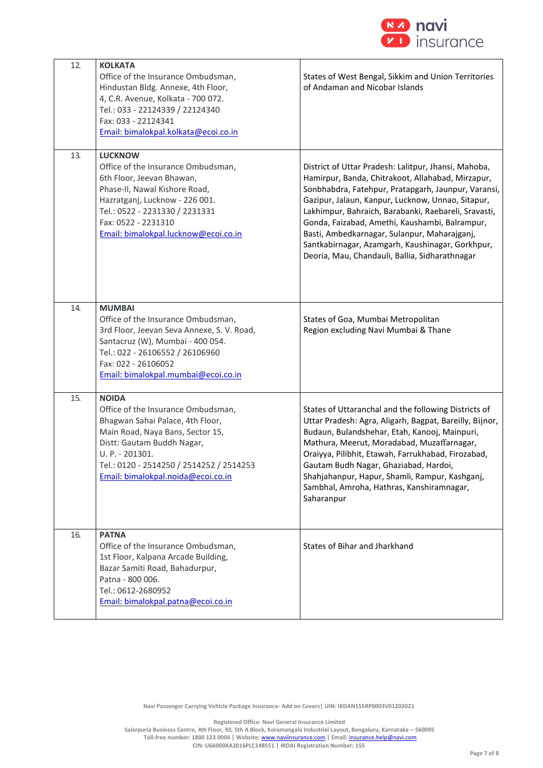| | | |
|---|---|---|
| 12. | **KOLKATA**<br>Office of the Insurance Ombudsman,<br>Hindustan Bldg. Annexe, 4th Floor,<br>4, C.R. Avenue, Kolkata - 700 072.<br>Tel.: 033 - 22124339 / 22124340<br>Fax: 033 - 22124341<br>Email: bimalokpal.kolkata@ecoi.co.in | States of West Bengal, Sikkim and Union Territories of Andaman and Nicobar Islands |
| 13. | **LUCKNOW**<br>Office of the Insurance Ombudsman,<br>6th Floor, Jeevan Bhawan,<br>Phase-II, Nawal Kishore Road,<br>Hazratganj, Lucknow - 226 001.<br>Tel.: 0522 - 2231330 / 2231331<br>Fax: 0522 - 2231310<br>Email: bimalokpal.lucknow@ecoi.co.in | District of Uttar Pradesh: Lalitpur, Jhansi, Mahoba, Hamirpur, Banda, Chitrakoot, Allahabad, Mirzapur, Sonbhabdra, Fatehpur, Pratapgarh, Jaunpur, Varansi, Gazipur, Jalaun, Kanpur, Lucknow, Unnao, Sitapur, Lakhimpur, Bahraich, Barabanki, Raebareli, Sravasti, Gonda, Faizabad, Amethi, Kaushambi, Balrampur, Basti, Ambedkarnagar, Sulanpur, Maharajganj, Santkabirnagar, Azamgarh, Kaushinagar, Gorkhpur, Deoria, Mau, Chandauli, Ballia, Sidharathnagar |
| 14. | **MUMBAI**<br>Office of the Insurance Ombudsman,<br>3rd Floor, Jeevan Seva Annexe, S. V. Road,<br>Santacruz (W), Mumbai - 400 054.<br>Tel.: 022 - 26106552 / 26106960<br>Fax: 022 - 26106052<br>Email: bimalokpal.mumbai@ecoi.co.in | States of Goa, Mumbai Metropolitan Region excluding Navi Mumbai & Thane |
| 15. | **NOIDA**<br>Office of the Insurance Ombudsman,<br>Bhagwan Sahai Palace, 4th Floor,<br>Main Road, Naya Bans, Sector 15,<br>Distt: Gautam Buddh Nagar,<br>U. P. - 201301.<br>Tel.: 0120 - 2514250 / 2514252 / 2514253<br>Email: bimalokpal.noida@ecoi.co.in | States of Uttaranchal and the following Districts of Uttar Pradesh: Agra, Aligarh, Bagpat, Bareilly, Bijnor, Budaun, Bulandshehar, Etah, Kanooj, Mainpuri, Mathura, Meerut, Moradabad, Muzaffarnagar, Oraiyya, Pilibhit, Etawah, Farrukhabad, Firozabad, Gautam Budh Nagar, Ghaziabad, Hardoi, Shahjahanpur, Hapur, Shamli, Rampur, Kashganj, Sambhal, Amroha, Hathras, Kanshiramnagar, Saharanpur |
| 16. | **PATNA**<br>Office of the Insurance Ombudsman,<br>1st Floor, Kalpana Arcade Building,<br>Bazar Samiti Road, Bahadurpur,<br>Patna - 800 006.<br>Tel.: 0612-2680952<br>Email: bimalokpal.patna@ecoi.co.in | States of Bihar and Jharkhand |

Navi Passenger Carrying Vehicle Package Insurance- Add on Covers| UIN: IRDAN155RP0003V01202021

Registered Office: Navi General Insurance Limited
Salarpuria Business Centre, 4th Floor, 93, 5th A Block, Koramangala Industrial Layout, Bengaluru, Karnataka – 560095
Toll-free number: 1800 123 0004 | Website: www.naviinsurance.com | Email: insurance.help@navi.com
CIN: U66000KA2016PLC148551 | IRDAI Registration Number: 155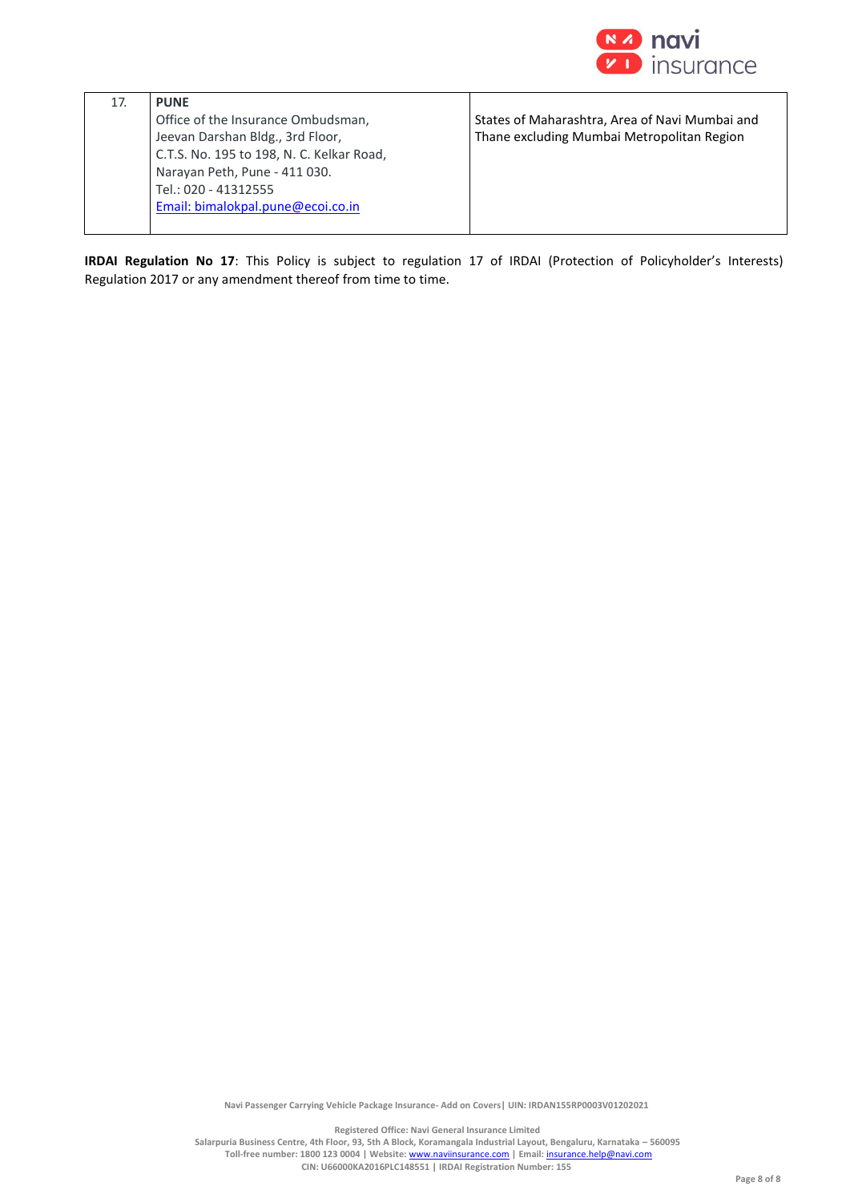| | | |
|---|---|---|
| 17. | **PUNE**<br>Office of the Insurance Ombudsman,<br>Jeevan Darshan Bldg., 3rd Floor,<br>C.T.S. No. 195 to 198, N. C. Kelkar Road,<br>Narayan Peth, Pune - 411 030.<br>Tel.: 020 - 41312555<br>Email: bimalokpal.pune@ecoi.co.in | States of Maharashtra, Area of Navi Mumbai and Thane excluding Mumbai Metropolitan Region |

**IRDAI Regulation No 17**: This Policy is subject to regulation 17 of IRDAI (Protection of Policyholder's Interests) Regulation 2017 or any amendment thereof from time to time.